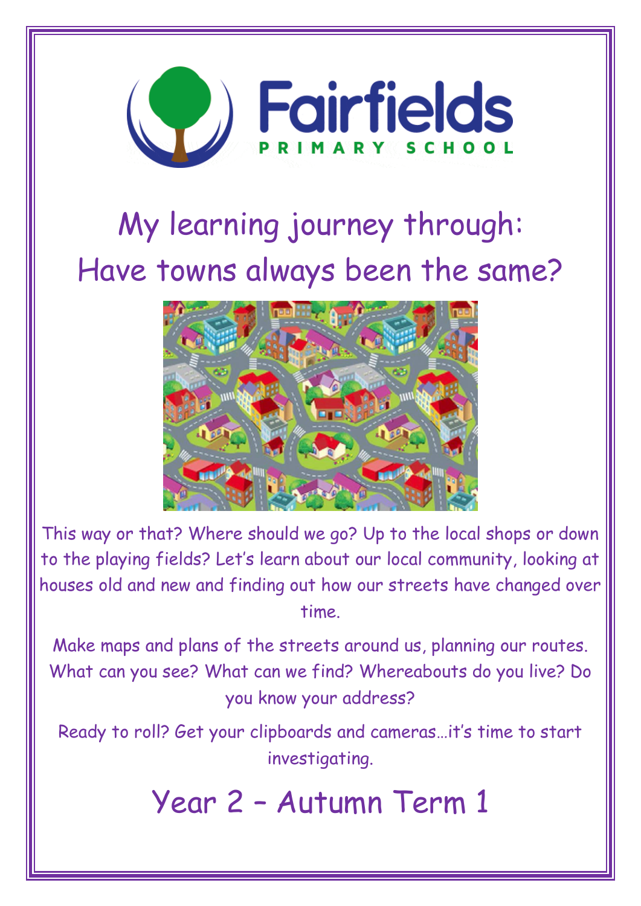Fairfields

PRIMARY SCHOOL

# My learning journey through: Have towns always been the same?

This way or that? Where should we go? Up to the local shops or down to the playing fields? Let's learn about our local community, looking at houses old and new and finding out how our streets have changed over time.

Make maps and plans of the streets around us, planning our routes. What can you see? What can we find? Whereabouts do you live? Do you know your address?

Ready to roll? Get your clipboards and cameras…it's time to start investigating.

## Year 2 – Autumn Term 1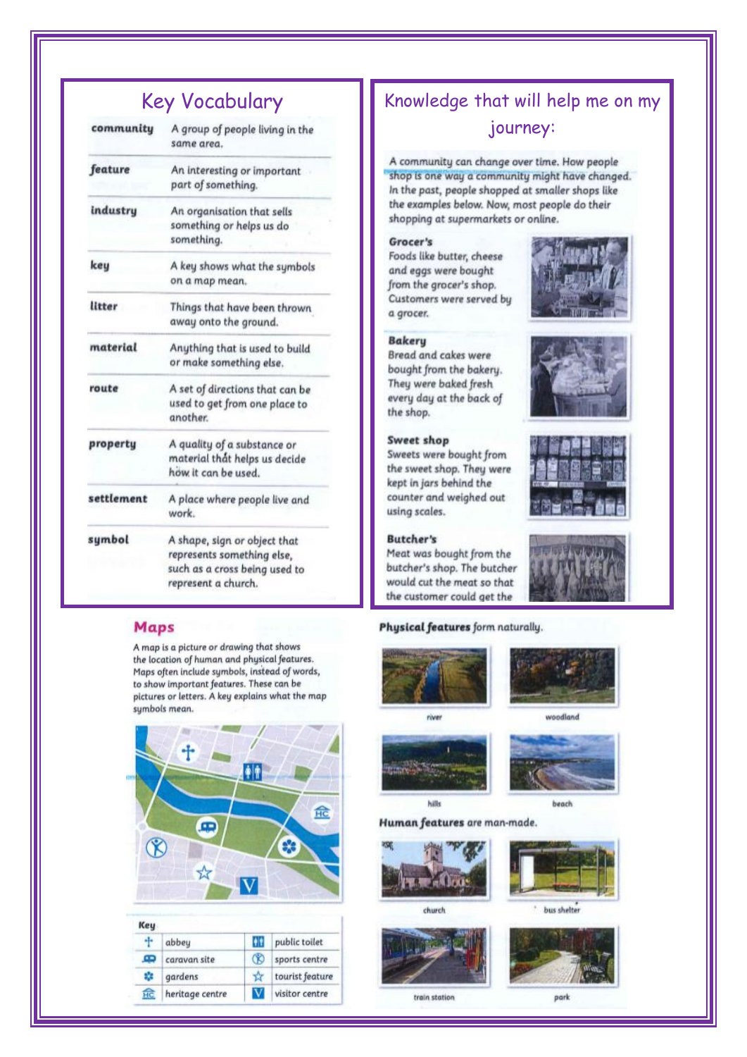## Key Vocabulary

| | |
|---|---|
| **community** | A group of people living in the same area. |
| **feature** | An interesting or important part of something. |
| **industry** | An organisation that sells something or helps us do something. |
| **key** | A key shows what the symbols on a map mean. |
| **litter** | Things that have been thrown away onto the ground. |
| **material** | Anything that is used to build or make something else. |
| **route** | A set of directions that can be used to get from one place to another. |
| **property** | A quality of a substance or material that helps us decide how it can be used. |
| **settlement** | A place where people live and work. |
| **symbol** | A shape, sign or object that represents something else, such as a cross being used to represent a church. |

## Knowledge that will help me on my journey:

A community can change over time. How people shop is one way a community might have changed. In the past, people shopped at smaller shops like the examples below. Now, most people do their shopping at supermarkets or online.

**Grocer's**
Foods like butter, cheese and eggs were bought from the grocer's shop. Customers were served by a grocer.

**Bakery**
Bread and cakes were bought from the bakery. They were baked fresh every day at the back of the shop.

**Sweet shop**
Sweets were bought from the sweet shop. They were kept in jars behind the counter and weighed out using scales.

**Butcher's**
Meat was bought from the butcher's shop. The butcher would cut the meat so that the customer could get the

## Maps

A map is a picture or drawing that shows the location of human and physical features. Maps often include symbols, instead of words, to show important features. These can be pictures or letters. A key explains what the map symbols mean.

**Key**

| Symbol | Meaning | Symbol | Meaning |
|---|---|---|---|
| ✝ | abbey | 🚻 | public toilet |
| | caravan site | | sports centre |
| | gardens | ☆ | tourist feature |
| HC | heritage centre | V | visitor centre |

**Physical features** form naturally.

river

woodland

hills

beach

**Human features** are man-made.

church

bus shelter

train station

park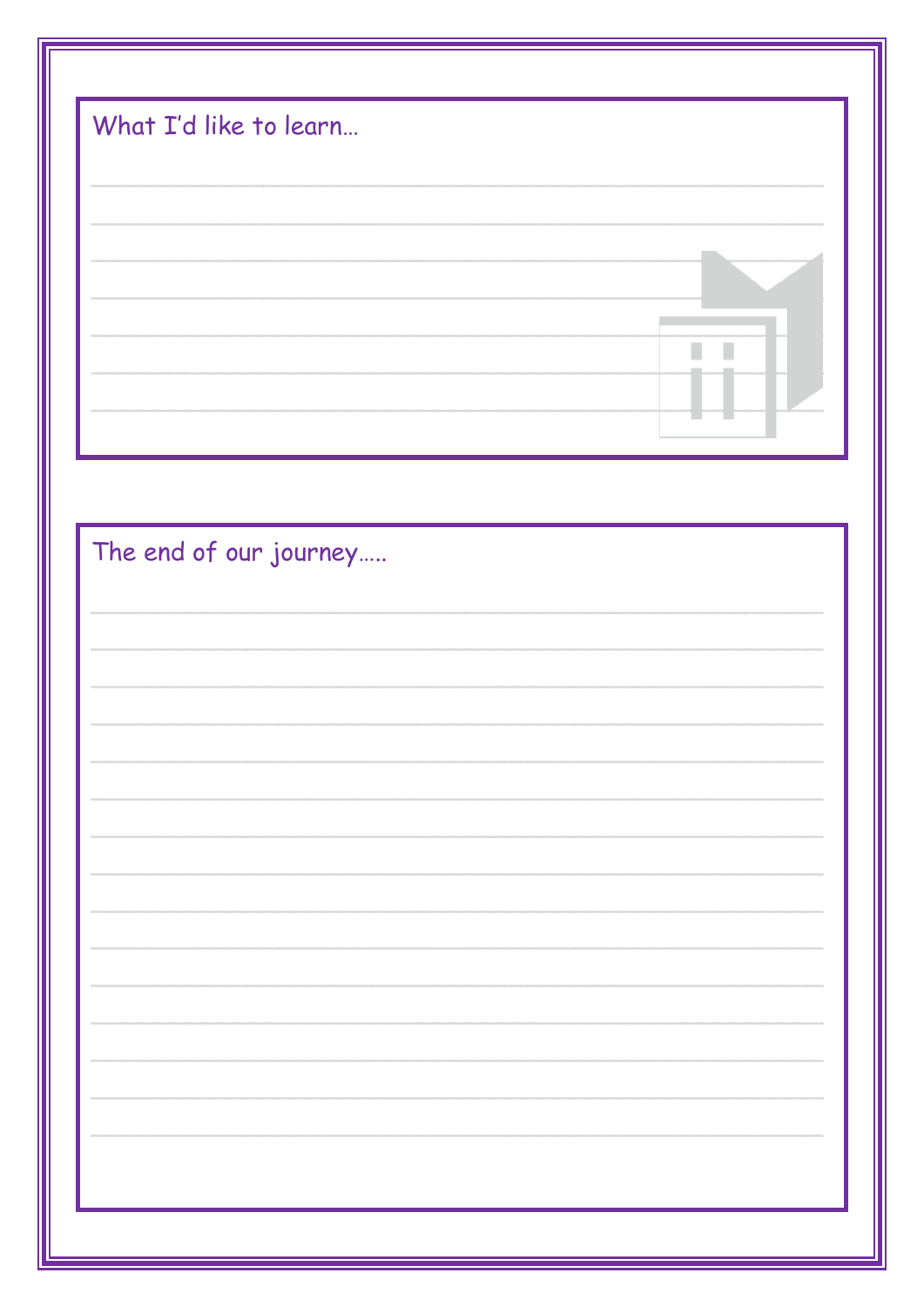What I'd like to learn…

The end of our journey…..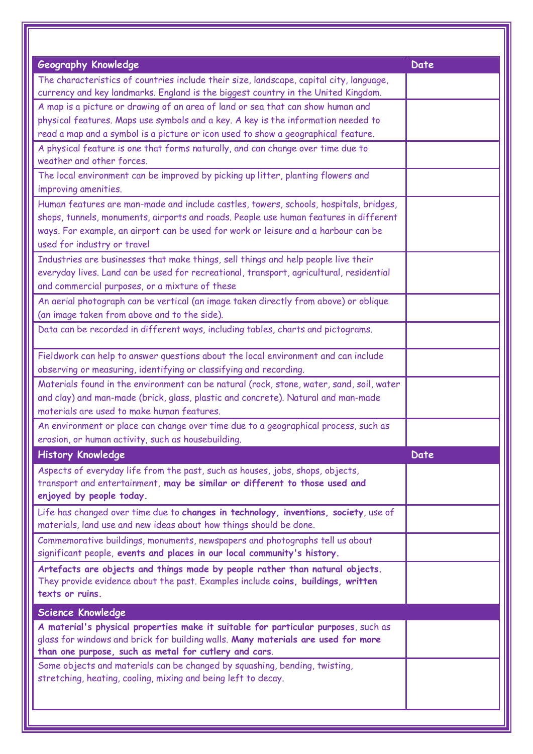| Geography Knowledge | Date |
|---|---|
| The characteristics of countries include their size, landscape, capital city, language, currency and key landmarks. England is the biggest country in the United Kingdom. | |
| A map is a picture or drawing of an area of land or sea that can show human and physical features. Maps use symbols and a key. A key is the information needed to read a map and a symbol is a picture or icon used to show a geographical feature. | |
| A physical feature is one that forms naturally, and can change over time due to weather and other forces. | |
| The local environment can be improved by picking up litter, planting flowers and improving amenities. | |
| Human features are man-made and include castles, towers, schools, hospitals, bridges, shops, tunnels, monuments, airports and roads. People use human features in different ways. For example, an airport can be used for work or leisure and a harbour can be used for industry or travel | |
| Industries are businesses that make things, sell things and help people live their everyday lives. Land can be used for recreational, transport, agricultural, residential and commercial purposes, or a mixture of these | |
| An aerial photograph can be vertical (an image taken directly from above) or oblique (an image taken from above and to the side). | |
| Data can be recorded in different ways, including tables, charts and pictograms. | |
| Fieldwork can help to answer questions about the local environment and can include observing or measuring, identifying or classifying and recording. | |
| Materials found in the environment can be natural (rock, stone, water, sand, soil, water and clay) and man-made (brick, glass, plastic and concrete). Natural and man-made materials are used to make human features. | |
| An environment or place can change over time due to a geographical process, such as erosion, or human activity, such as housebuilding. | |
| **History Knowledge** | **Date** |
| Aspects of everyday life from the past, such as houses, jobs, shops, objects, transport and entertainment, **may be similar or different to those used and enjoyed by people today.** | |
| Life has changed over time due to **changes in technology, inventions, society**, use of materials, land use and new ideas about how things should be done. | |
| Commemorative buildings, monuments, newspapers and photographs tell us about significant people, **events and places in our local community's history.** | |
| **Artefacts are objects and things made by people rather than natural objects.** They provide evidence about the past. Examples include **coins, buildings, written texts or ruins.** | |
| **Science Knowledge** | |
| **A material's physical properties make it suitable for particular purposes**, such as glass for windows and brick for building walls. **Many materials are used for more than one purpose, such as metal for cutlery and cars**. | |
| Some objects and materials can be changed by squashing, bending, twisting, stretching, heating, cooling, mixing and being left to decay. | |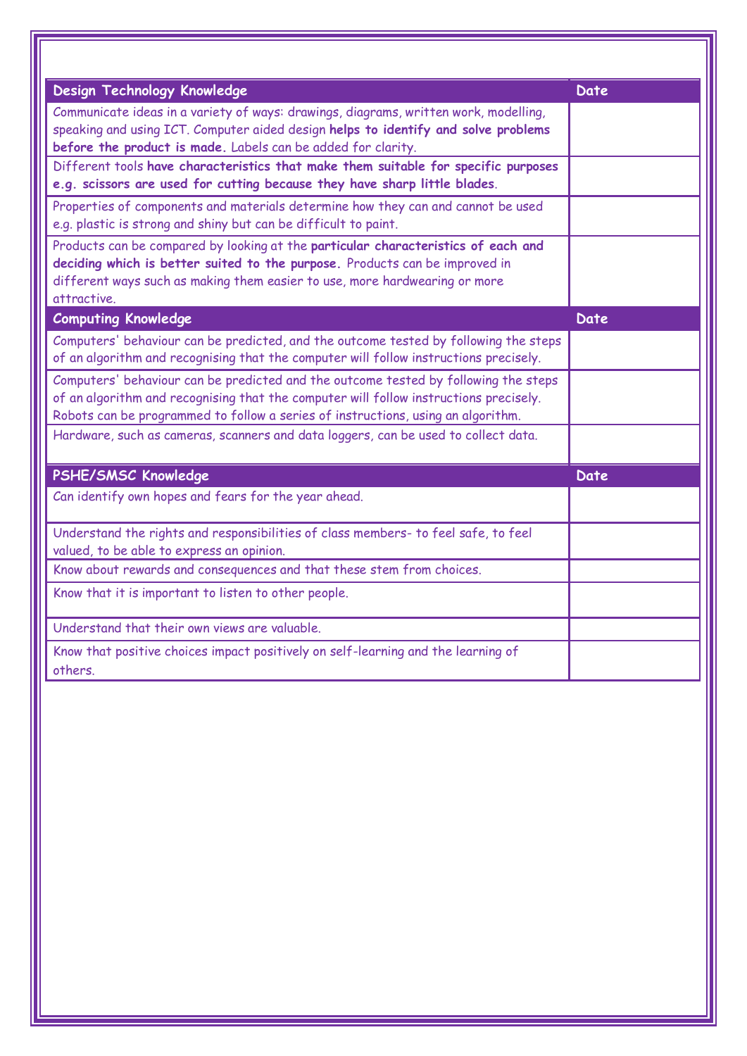| Design Technology Knowledge | Date |
|---|---|
| Communicate ideas in a variety of ways: drawings, diagrams, written work, modelling, speaking and using ICT. Computer aided design **helps to identify and solve problems before the product is made.** Labels can be added for clarity. | |
| Different tools **have characteristics that make them suitable for specific purposes e.g. scissors are used for cutting because they have sharp little blades**. | |
| Properties of components and materials determine how they can and cannot be used e.g. plastic is strong and shiny but can be difficult to paint. | |
| Products can be compared by looking at the **particular characteristics of each and deciding which is better suited to the purpose.** Products can be improved in different ways such as making them easier to use, more hardwearing or more attractive. | |

| Computing Knowledge | Date |
|---|---|
| Computers' behaviour can be predicted, and the outcome tested by following the steps of an algorithm and recognising that the computer will follow instructions precisely. | |
| Computers' behaviour can be predicted and the outcome tested by following the steps of an algorithm and recognising that the computer will follow instructions precisely. Robots can be programmed to follow a series of instructions, using an algorithm. | |
| Hardware, such as cameras, scanners and data loggers, can be used to collect data. | |

| PSHE/SMSC Knowledge | Date |
|---|---|
| Can identify own hopes and fears for the year ahead. | |
| Understand the rights and responsibilities of class members- to feel safe, to feel valued, to be able to express an opinion. | |
| Know about rewards and consequences and that these stem from choices. | |
| Know that it is important to listen to other people. | |
| Understand that their own views are valuable. | |
| Know that positive choices impact positively on self-learning and the learning of others. | |